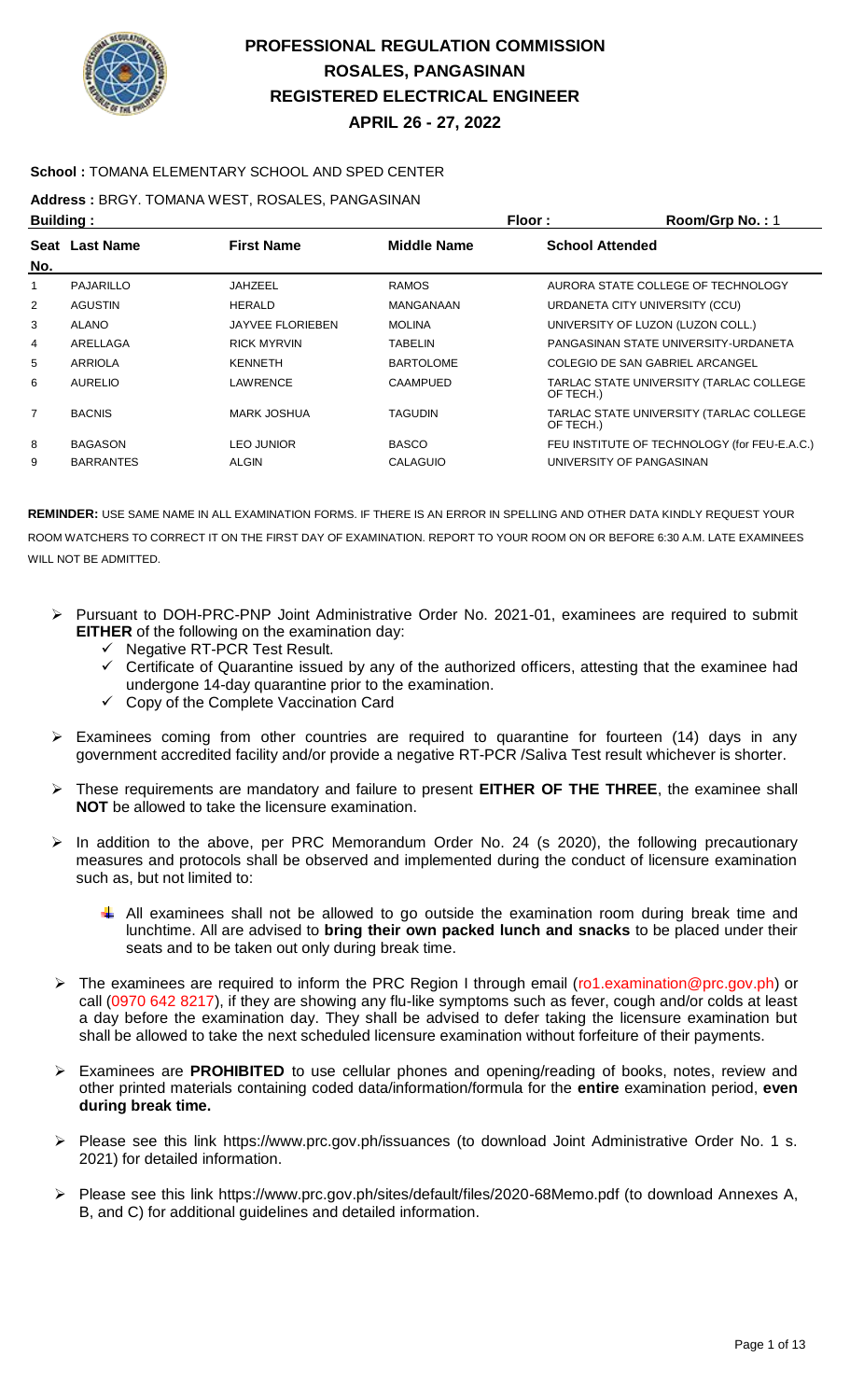# PROFESSIONAL REGULATION COMMISSION
## ROSALES, PANGASINAN
## REGISTERED ELECTRICAL ENGINEER
## APRIL 26 - 27, 2022

**School :** TOMANA ELEMENTARY SCHOOL AND SPED CENTER

**Address :** BRGY. TOMANA WEST, ROSALES, PANGASINAN

**Building :** **Floor :** **Room/Grp No. :** 1

| Seat No. | Last Name | First Name | Middle Name | School Attended |
|---|---|---|---|---|
| 1 | PAJARILLO | JAHZEEL | RAMOS | AURORA STATE COLLEGE OF TECHNOLOGY |
| 2 | AGUSTIN | HERALD | MANGANAAN | URDANETA CITY UNIVERSITY (CCU) |
| 3 | ALANO | JAYVEE FLORIEBEN | MOLINA | UNIVERSITY OF LUZON (LUZON COLL.) |
| 4 | ARELLAGA | RICK MYRVIN | TABELIN | PANGASINAN STATE UNIVERSITY-URDANETA |
| 5 | ARRIOLA | KENNETH | BARTOLOME | COLEGIO DE SAN GABRIEL ARCANGEL |
| 6 | AURELIO | LAWRENCE | CAAMPUED | TARLAC STATE UNIVERSITY (TARLAC COLLEGE OF TECH.) |
| 7 | BACNIS | MARK JOSHUA | TAGUDIN | TARLAC STATE UNIVERSITY (TARLAC COLLEGE OF TECH.) |
| 8 | BAGASON | LEO JUNIOR | BASCO | FEU INSTITUTE OF TECHNOLOGY (for FEU-E.A.C.) |
| 9 | BARRANTES | ALGIN | CALAGUIO | UNIVERSITY OF PANGASINAN |

**REMINDER:** USE SAME NAME IN ALL EXAMINATION FORMS. IF THERE IS AN ERROR IN SPELLING AND OTHER DATA KINDLY REQUEST YOUR ROOM WATCHERS TO CORRECT IT ON THE FIRST DAY OF EXAMINATION. REPORT TO YOUR ROOM ON OR BEFORE 6:30 A.M. LATE EXAMINEES WILL NOT BE ADMITTED.

- Pursuant to DOH-PRC-PNP Joint Administrative Order No. 2021-01, examinees are required to submit **EITHER** of the following on the examination day:
  - ✓ Negative RT-PCR Test Result.
  - ✓ Certificate of Quarantine issued by any of the authorized officers, attesting that the examinee had undergone 14-day quarantine prior to the examination.
  - ✓ Copy of the Complete Vaccination Card
- Examinees coming from other countries are required to quarantine for fourteen (14) days in any government accredited facility and/or provide a negative RT-PCR /Saliva Test result whichever is shorter.
- These requirements are mandatory and failure to present **EITHER OF THE THREE**, the examinee shall **NOT** be allowed to take the licensure examination.
- In addition to the above, per PRC Memorandum Order No. 24 (s 2020), the following precautionary measures and protocols shall be observed and implemented during the conduct of licensure examination such as, but not limited to:
  - All examinees shall not be allowed to go outside the examination room during break time and lunchtime. All are advised to **bring their own packed lunch and snacks** to be placed under their seats and to be taken out only during break time.
- The examinees are required to inform the PRC Region I through email (ro1.examination@prc.gov.ph) or call (0970 642 8217), if they are showing any flu-like symptoms such as fever, cough and/or colds at least a day before the examination day. They shall be advised to defer taking the licensure examination but shall be allowed to take the next scheduled licensure examination without forfeiture of their payments.
- Examinees are **PROHIBITED** to use cellular phones and opening/reading of books, notes, review and other printed materials containing coded data/information/formula for the **entire** examination period, **even during break time.**
- Please see this link https://www.prc.gov.ph/issuances (to download Joint Administrative Order No. 1 s. 2021) for detailed information.
- Please see this link https://www.prc.gov.ph/sites/default/files/2020-68Memo.pdf (to download Annexes A, B, and C) for additional guidelines and detailed information.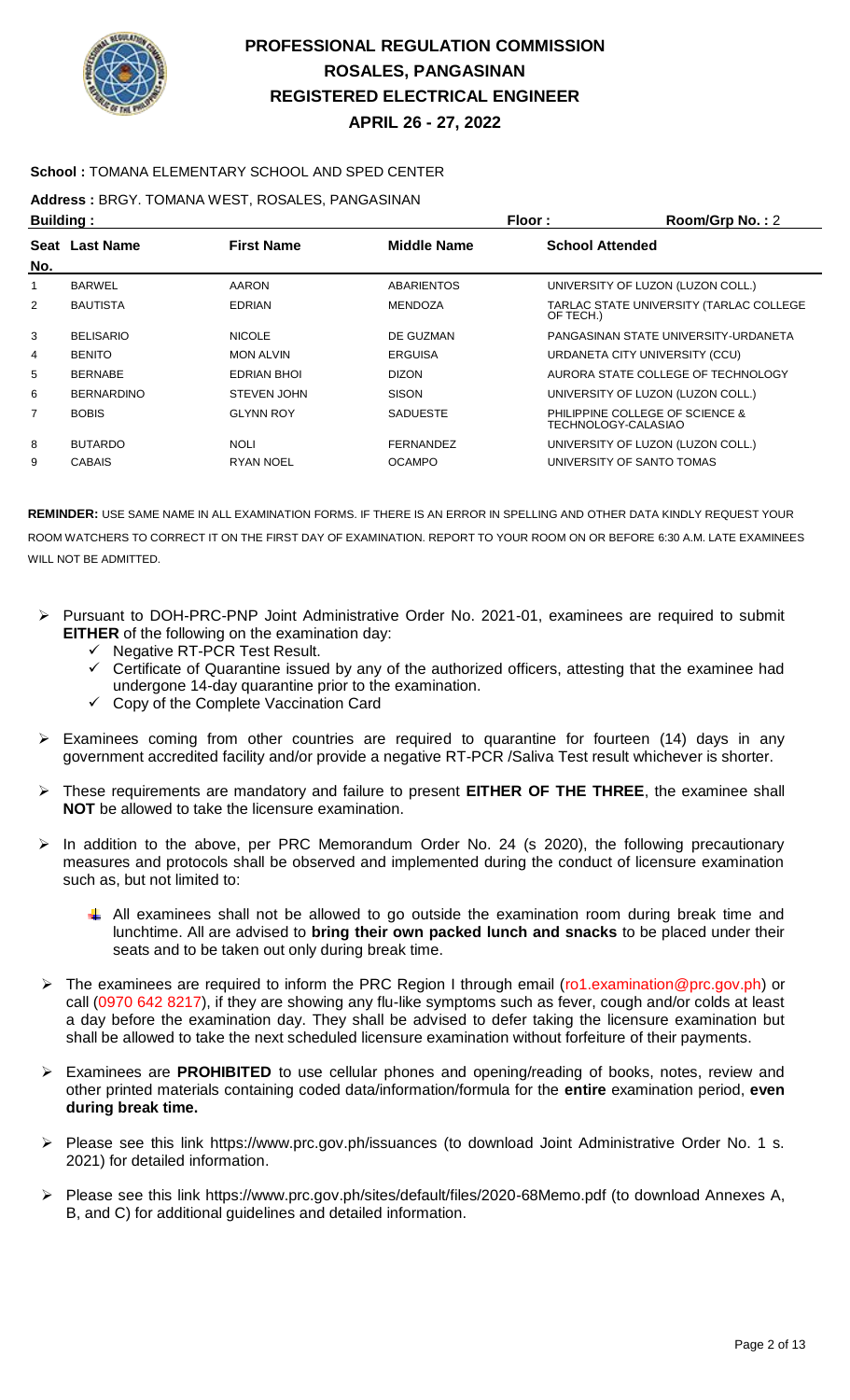# PROFESSIONAL REGULATION COMMISSION
# ROSALES, PANGASINAN
# REGISTERED ELECTRICAL ENGINEER
# APRIL 26 - 27, 2022

**School :** TOMANA ELEMENTARY SCHOOL AND SPED CENTER

**Address :** BRGY. TOMANA WEST, ROSALES, PANGASINAN

**Building :** **Floor :** **Room/Grp No. :** 2

| Seat No. | Last Name | First Name | Middle Name | School Attended |
|---|---|---|---|---|
| 1 | BARWEL | AARON | ABARIENTOS | UNIVERSITY OF LUZON (LUZON COLL.) |
| 2 | BAUTISTA | EDRIAN | MENDOZA | TARLAC STATE UNIVERSITY (TARLAC COLLEGE OF TECH.) |
| 3 | BELISARIO | NICOLE | DE GUZMAN | PANGASINAN STATE UNIVERSITY-URDANETA |
| 4 | BENITO | MON ALVIN | ERGUISA | URDANETA CITY UNIVERSITY (CCU) |
| 5 | BERNABE | EDRIAN BHOI | DIZON | AURORA STATE COLLEGE OF TECHNOLOGY |
| 6 | BERNARDINO | STEVEN JOHN | SISON | UNIVERSITY OF LUZON (LUZON COLL.) |
| 7 | BOBIS | GLYNN ROY | SADUESTE | PHILIPPINE COLLEGE OF SCIENCE & TECHNOLOGY-CALASIAO |
| 8 | BUTARDO | NOLI | FERNANDEZ | UNIVERSITY OF LUZON (LUZON COLL.) |
| 9 | CABAIS | RYAN NOEL | OCAMPO | UNIVERSITY OF SANTO TOMAS |

**REMINDER:** USE SAME NAME IN ALL EXAMINATION FORMS. IF THERE IS AN ERROR IN SPELLING AND OTHER DATA KINDLY REQUEST YOUR ROOM WATCHERS TO CORRECT IT ON THE FIRST DAY OF EXAMINATION. REPORT TO YOUR ROOM ON OR BEFORE 6:30 A.M. LATE EXAMINEES WILL NOT BE ADMITTED.

- Pursuant to DOH-PRC-PNP Joint Administrative Order No. 2021-01, examinees are required to submit **EITHER** of the following on the examination day:
  - ✓ Negative RT-PCR Test Result.
  - ✓ Certificate of Quarantine issued by any of the authorized officers, attesting that the examinee had undergone 14-day quarantine prior to the examination.
  - ✓ Copy of the Complete Vaccination Card
- Examinees coming from other countries are required to quarantine for fourteen (14) days in any government accredited facility and/or provide a negative RT-PCR /Saliva Test result whichever is shorter.
- These requirements are mandatory and failure to present **EITHER OF THE THREE**, the examinee shall **NOT** be allowed to take the licensure examination.
- In addition to the above, per PRC Memorandum Order No. 24 (s 2020), the following precautionary measures and protocols shall be observed and implemented during the conduct of licensure examination such as, but not limited to:
  - All examinees shall not be allowed to go outside the examination room during break time and lunchtime. All are advised to **bring their own packed lunch and snacks** to be placed under their seats and to be taken out only during break time.
- The examinees are required to inform the PRC Region I through email (ro1.examination@prc.gov.ph) or call (0970 642 8217), if they are showing any flu-like symptoms such as fever, cough and/or colds at least a day before the examination day. They shall be advised to defer taking the licensure examination but shall be allowed to take the next scheduled licensure examination without forfeiture of their payments.
- Examinees are **PROHIBITED** to use cellular phones and opening/reading of books, notes, review and other printed materials containing coded data/information/formula for the **entire** examination period, **even during break time.**
- Please see this link https://www.prc.gov.ph/issuances (to download Joint Administrative Order No. 1 s. 2021) for detailed information.
- Please see this link https://www.prc.gov.ph/sites/default/files/2020-68Memo.pdf (to download Annexes A, B, and C) for additional guidelines and detailed information.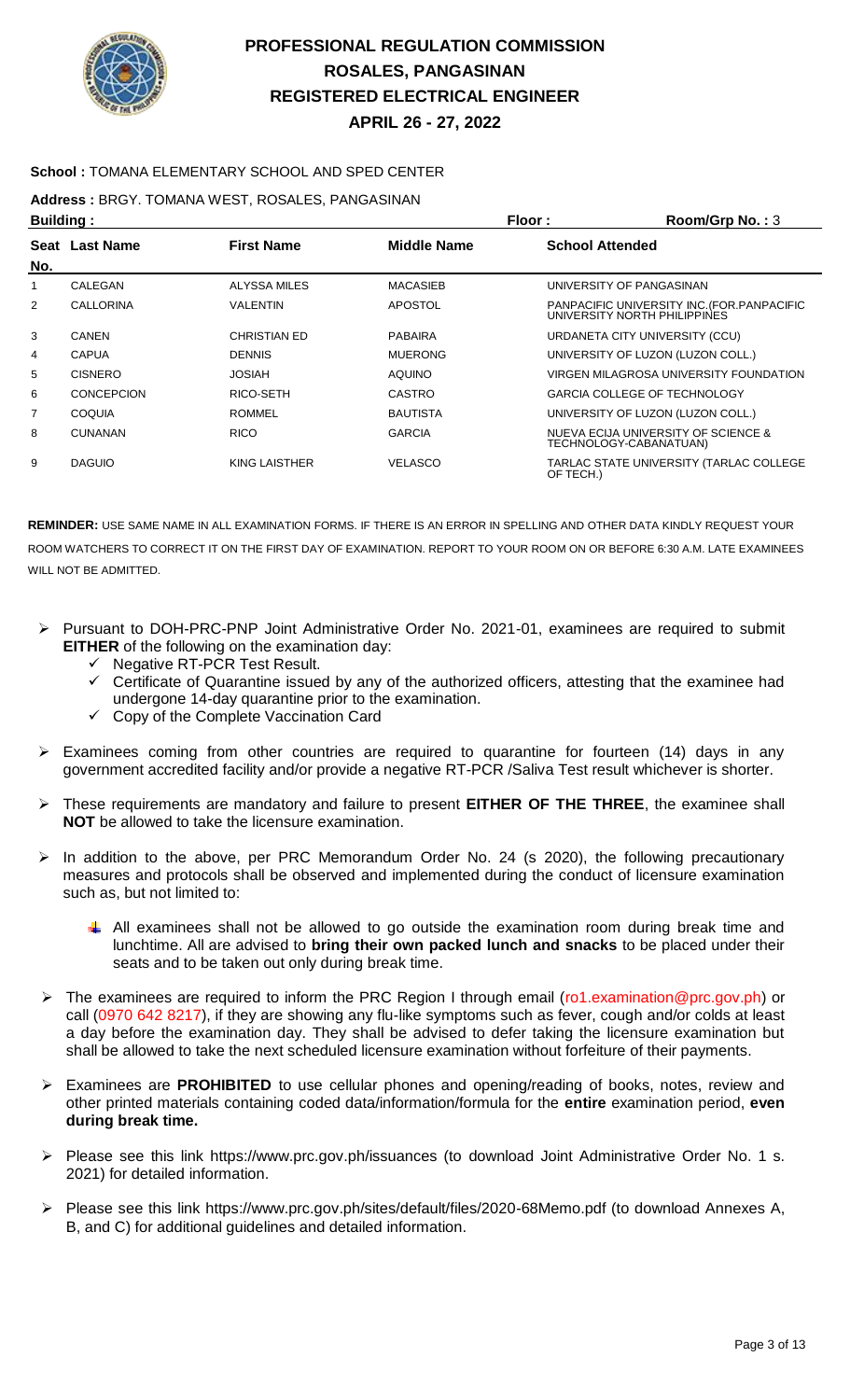# PROFESSIONAL REGULATION COMMISSION
## ROSALES, PANGASINAN
## REGISTERED ELECTRICAL ENGINEER
## APRIL 26 - 27, 2022

**School :** TOMANA ELEMENTARY SCHOOL AND SPED CENTER

**Address :** BRGY. TOMANA WEST, ROSALES, PANGASINAN

**Building :** **Floor :** **Room/Grp No. :** 3

| Seat No. | Last Name | First Name | Middle Name | School Attended |
|---|---|---|---|---|
| 1 | CALEGAN | ALYSSA MILES | MACASIEB | UNIVERSITY OF PANGASINAN |
| 2 | CALLORINA | VALENTIN | APOSTOL | PANPACIFIC UNIVERSITY INC.(FOR.PANPACIFIC UNIVERSITY NORTH PHILIPPINES |
| 3 | CANEN | CHRISTIAN ED | PABAIRA | URDANETA CITY UNIVERSITY (CCU) |
| 4 | CAPUA | DENNIS | MUERONG | UNIVERSITY OF LUZON (LUZON COLL.) |
| 5 | CISNERO | JOSIAH | AQUINO | VIRGEN MILAGROSA UNIVERSITY FOUNDATION |
| 6 | CONCEPCION | RICO-SETH | CASTRO | GARCIA COLLEGE OF TECHNOLOGY |
| 7 | COQUIA | ROMMEL | BAUTISTA | UNIVERSITY OF LUZON (LUZON COLL.) |
| 8 | CUNANAN | RICO | GARCIA | NUEVA ECIJA UNIVERSITY OF SCIENCE & TECHNOLOGY-CABANATUAN) |
| 9 | DAGUIO | KING LAISTHER | VELASCO | TARLAC STATE UNIVERSITY (TARLAC COLLEGE OF TECH.) |

**REMINDER:** USE SAME NAME IN ALL EXAMINATION FORMS. IF THERE IS AN ERROR IN SPELLING AND OTHER DATA KINDLY REQUEST YOUR ROOM WATCHERS TO CORRECT IT ON THE FIRST DAY OF EXAMINATION. REPORT TO YOUR ROOM ON OR BEFORE 6:30 A.M. LATE EXAMINEES WILL NOT BE ADMITTED.

- Pursuant to DOH-PRC-PNP Joint Administrative Order No. 2021-01, examinees are required to submit **EITHER** of the following on the examination day:
  - Negative RT-PCR Test Result.
  - Certificate of Quarantine issued by any of the authorized officers, attesting that the examinee had undergone 14-day quarantine prior to the examination.
  - Copy of the Complete Vaccination Card
- Examinees coming from other countries are required to quarantine for fourteen (14) days in any government accredited facility and/or provide a negative RT-PCR /Saliva Test result whichever is shorter.
- These requirements are mandatory and failure to present **EITHER OF THE THREE**, the examinee shall **NOT** be allowed to take the licensure examination.
- In addition to the above, per PRC Memorandum Order No. 24 (s 2020), the following precautionary measures and protocols shall be observed and implemented during the conduct of licensure examination such as, but not limited to:
  - All examinees shall not be allowed to go outside the examination room during break time and lunchtime. All are advised to **bring their own packed lunch and snacks** to be placed under their seats and to be taken out only during break time.
- The examinees are required to inform the PRC Region I through email (ro1.examination@prc.gov.ph) or call (0970 642 8217), if they are showing any flu-like symptoms such as fever, cough and/or colds at least a day before the examination day. They shall be advised to defer taking the licensure examination but shall be allowed to take the next scheduled licensure examination without forfeiture of their payments.
- Examinees are **PROHIBITED** to use cellular phones and opening/reading of books, notes, review and other printed materials containing coded data/information/formula for the **entire** examination period, **even during break time.**
- Please see this link https://www.prc.gov.ph/issuances (to download Joint Administrative Order No. 1 s. 2021) for detailed information.
- Please see this link https://www.prc.gov.ph/sites/default/files/2020-68Memo.pdf (to download Annexes A, B, and C) for additional guidelines and detailed information.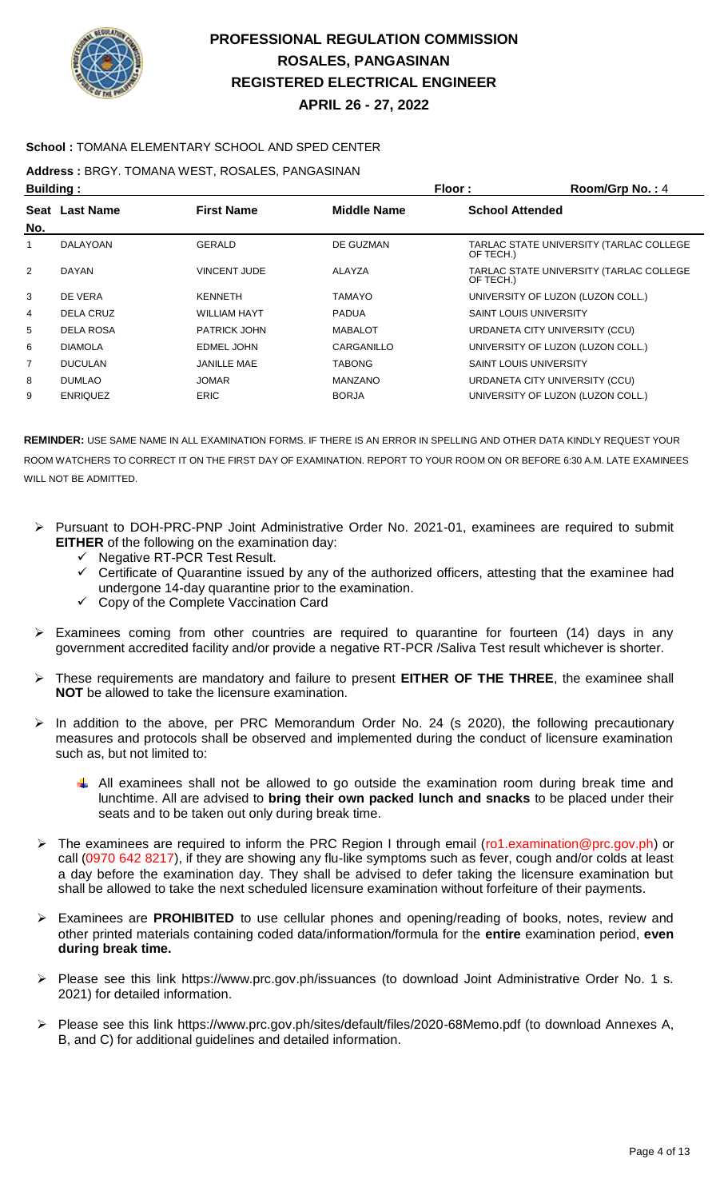# PROFESSIONAL REGULATION COMMISSION
# ROSALES, PANGASINAN
# REGISTERED ELECTRICAL ENGINEER
# APRIL 26 - 27, 2022

**School :** TOMANA ELEMENTARY SCHOOL AND SPED CENTER

**Address :** BRGY. TOMANA WEST, ROSALES, PANGASINAN

**Building :** **Floor :** **Room/Grp No. :** 4

| Seat No. | Last Name | First Name | Middle Name | School Attended |
|---|---|---|---|---|
| 1 | DALAYOAN | GERALD | DE GUZMAN | TARLAC STATE UNIVERSITY (TARLAC COLLEGE OF TECH.) |
| 2 | DAYAN | VINCENT JUDE | ALAYZA | TARLAC STATE UNIVERSITY (TARLAC COLLEGE OF TECH.) |
| 3 | DE VERA | KENNETH | TAMAYO | UNIVERSITY OF LUZON (LUZON COLL.) |
| 4 | DELA CRUZ | WILLIAM HAYT | PADUA | SAINT LOUIS UNIVERSITY |
| 5 | DELA ROSA | PATRICK JOHN | MABALOT | URDANETA CITY UNIVERSITY (CCU) |
| 6 | DIAMOLA | EDMEL JOHN | CARGANILLO | UNIVERSITY OF LUZON (LUZON COLL.) |
| 7 | DUCULAN | JANILLE MAE | TABONG | SAINT LOUIS UNIVERSITY |
| 8 | DUMLAO | JOMAR | MANZANO | URDANETA CITY UNIVERSITY (CCU) |
| 9 | ENRIQUEZ | ERIC | BORJA | UNIVERSITY OF LUZON (LUZON COLL.) |

**REMINDER:** USE SAME NAME IN ALL EXAMINATION FORMS. IF THERE IS AN ERROR IN SPELLING AND OTHER DATA KINDLY REQUEST YOUR ROOM WATCHERS TO CORRECT IT ON THE FIRST DAY OF EXAMINATION. REPORT TO YOUR ROOM ON OR BEFORE 6:30 A.M. LATE EXAMINEES WILL NOT BE ADMITTED.

- Pursuant to DOH-PRC-PNP Joint Administrative Order No. 2021-01, examinees are required to submit **EITHER** of the following on the examination day:
  - ✓ Negative RT-PCR Test Result.
  - ✓ Certificate of Quarantine issued by any of the authorized officers, attesting that the examinee had undergone 14-day quarantine prior to the examination.
  - ✓ Copy of the Complete Vaccination Card
- Examinees coming from other countries are required to quarantine for fourteen (14) days in any government accredited facility and/or provide a negative RT-PCR /Saliva Test result whichever is shorter.
- These requirements are mandatory and failure to present **EITHER OF THE THREE**, the examinee shall **NOT** be allowed to take the licensure examination.
- In addition to the above, per PRC Memorandum Order No. 24 (s 2020), the following precautionary measures and protocols shall be observed and implemented during the conduct of licensure examination such as, but not limited to:
  - All examinees shall not be allowed to go outside the examination room during break time and lunchtime. All are advised to **bring their own packed lunch and snacks** to be placed under their seats and to be taken out only during break time.
- The examinees are required to inform the PRC Region I through email (ro1.examination@prc.gov.ph) or call (0970 642 8217), if they are showing any flu-like symptoms such as fever, cough and/or colds at least a day before the examination day. They shall be advised to defer taking the licensure examination but shall be allowed to take the next scheduled licensure examination without forfeiture of their payments.
- Examinees are **PROHIBITED** to use cellular phones and opening/reading of books, notes, review and other printed materials containing coded data/information/formula for the **entire** examination period, **even during break time.**
- Please see this link https://www.prc.gov.ph/issuances (to download Joint Administrative Order No. 1 s. 2021) for detailed information.
- Please see this link https://www.prc.gov.ph/sites/default/files/2020-68Memo.pdf (to download Annexes A, B, and C) for additional guidelines and detailed information.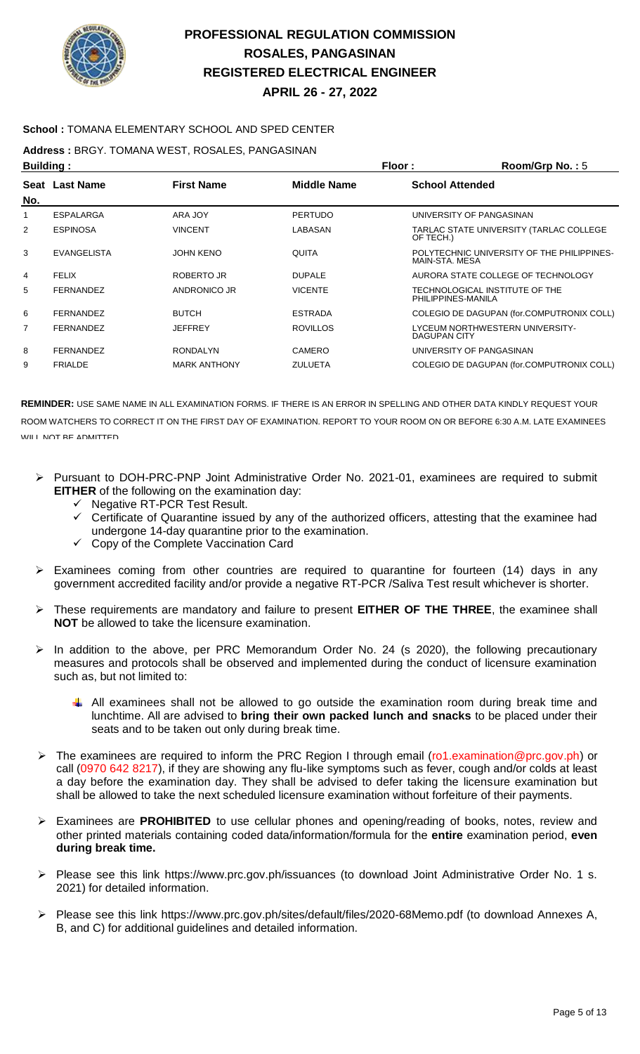# PROFESSIONAL REGULATION COMMISSION
# ROSALES, PANGASINAN
# REGISTERED ELECTRICAL ENGINEER
# APRIL 26 - 27, 2022

**School :** TOMANA ELEMENTARY SCHOOL AND SPED CENTER

**Address :** BRGY. TOMANA WEST, ROSALES, PANGASINAN

**Building :** **Floor :** **Room/Grp No. :** 5

| Seat No. | Last Name | First Name | Middle Name | School Attended |
|---|---|---|---|---|
| 1 | ESPALARGA | ARA JOY | PERTUDO | UNIVERSITY OF PANGASINAN |
| 2 | ESPINOSA | VINCENT | LABASAN | TARLAC STATE UNIVERSITY (TARLAC COLLEGE OF TECH.) |
| 3 | EVANGELISTA | JOHN KENO | QUITA | POLYTECHNIC UNIVERSITY OF THE PHILIPPINES-MAIN-STA. MESA |
| 4 | FELIX | ROBERTO JR | DUPALE | AURORA STATE COLLEGE OF TECHNOLOGY |
| 5 | FERNANDEZ | ANDRONICO JR | VICENTE | TECHNOLOGICAL INSTITUTE OF THE PHILIPPINES-MANILA |
| 6 | FERNANDEZ | BUTCH | ESTRADA | COLEGIO DE DAGUPAN (for.COMPUTRONIX COLL) |
| 7 | FERNANDEZ | JEFFREY | ROVILLOS | LYCEUM NORTHWESTERN UNIVERSITY-DAGUPAN CITY |
| 8 | FERNANDEZ | RONDALYN | CAMERO | UNIVERSITY OF PANGASINAN |
| 9 | FRIALDE | MARK ANTHONY | ZULUETA | COLEGIO DE DAGUPAN (for.COMPUTRONIX COLL) |

**REMINDER:** USE SAME NAME IN ALL EXAMINATION FORMS. IF THERE IS AN ERROR IN SPELLING AND OTHER DATA KINDLY REQUEST YOUR ROOM WATCHERS TO CORRECT IT ON THE FIRST DAY OF EXAMINATION. REPORT TO YOUR ROOM ON OR BEFORE 6:30 A.M. LATE EXAMINEES WILL NOT BE ADMITTED

- Pursuant to DOH-PRC-PNP Joint Administrative Order No. 2021-01, examinees are required to submit **EITHER** of the following on the examination day:
  - ✓ Negative RT-PCR Test Result.
  - ✓ Certificate of Quarantine issued by any of the authorized officers, attesting that the examinee had undergone 14-day quarantine prior to the examination.
  - ✓ Copy of the Complete Vaccination Card
- Examinees coming from other countries are required to quarantine for fourteen (14) days in any government accredited facility and/or provide a negative RT-PCR /Saliva Test result whichever is shorter.
- These requirements are mandatory and failure to present **EITHER OF THE THREE**, the examinee shall **NOT** be allowed to take the licensure examination.
- In addition to the above, per PRC Memorandum Order No. 24 (s 2020), the following precautionary measures and protocols shall be observed and implemented during the conduct of licensure examination such as, but not limited to:
  - All examinees shall not be allowed to go outside the examination room during break time and lunchtime. All are advised to **bring their own packed lunch and snacks** to be placed under their seats and to be taken out only during break time.
- The examinees are required to inform the PRC Region I through email (ro1.examination@prc.gov.ph) or call (0970 642 8217), if they are showing any flu-like symptoms such as fever, cough and/or colds at least a day before the examination day. They shall be advised to defer taking the licensure examination but shall be allowed to take the next scheduled licensure examination without forfeiture of their payments.
- Examinees are **PROHIBITED** to use cellular phones and opening/reading of books, notes, review and other printed materials containing coded data/information/formula for the **entire** examination period, **even during break time.**
- Please see this link https://www.prc.gov.ph/issuances (to download Joint Administrative Order No. 1 s. 2021) for detailed information.
- Please see this link https://www.prc.gov.ph/sites/default/files/2020-68Memo.pdf (to download Annexes A, B, and C) for additional guidelines and detailed information.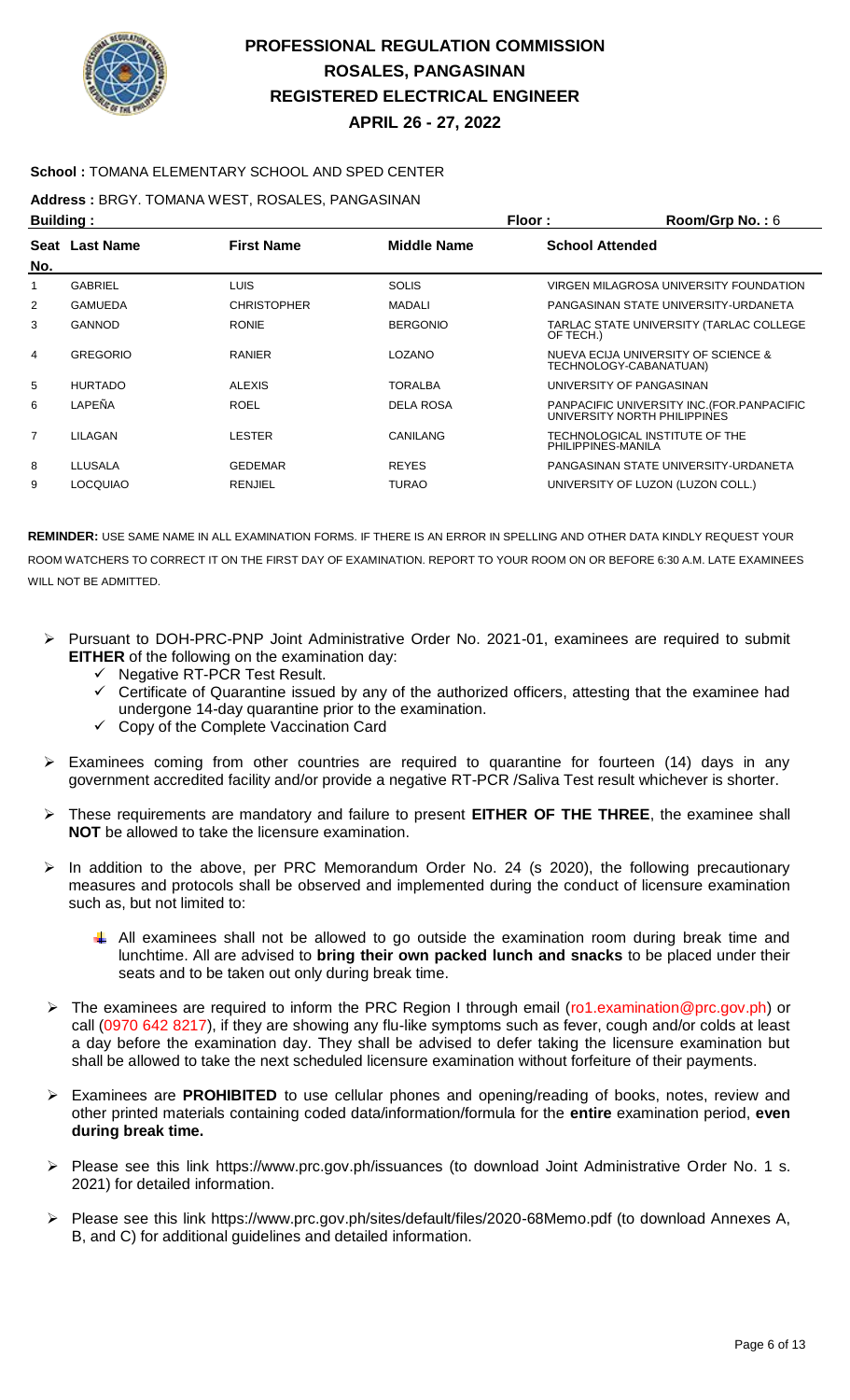# PROFESSIONAL REGULATION COMMISSION
## ROSALES, PANGASINAN
## REGISTERED ELECTRICAL ENGINEER
## APRIL 26 - 27, 2022

**School :** TOMANA ELEMENTARY SCHOOL AND SPED CENTER

**Address :** BRGY. TOMANA WEST, ROSALES, PANGASINAN

**Building :** **Floor :** **Room/Grp No. :** 6

| Seat No. | Last Name | First Name | Middle Name | School Attended |
|---|---|---|---|---|
| 1 | GABRIEL | LUIS | SOLIS | VIRGEN MILAGROSA UNIVERSITY FOUNDATION |
| 2 | GAMUEDA | CHRISTOPHER | MADALI | PANGASINAN STATE UNIVERSITY-URDANETA |
| 3 | GANNOD | RONIE | BERGONIO | TARLAC STATE UNIVERSITY (TARLAC COLLEGE OF TECH.) |
| 4 | GREGORIO | RANIER | LOZANO | NUEVA ECIJA UNIVERSITY OF SCIENCE & TECHNOLOGY-CABANATUAN) |
| 5 | HURTADO | ALEXIS | TORALBA | UNIVERSITY OF PANGASINAN |
| 6 | LAPEÑA | ROEL | DELA ROSA | PANPACIFIC UNIVERSITY INC.(FOR.PANPACIFIC UNIVERSITY NORTH PHILIPPINES |
| 7 | LILAGAN | LESTER | CANILANG | TECHNOLOGICAL INSTITUTE OF THE PHILIPPINES-MANILA |
| 8 | LLUSALA | GEDEMAR | REYES | PANGASINAN STATE UNIVERSITY-URDANETA |
| 9 | LOCQUIAO | RENJIEL | TURAO | UNIVERSITY OF LUZON (LUZON COLL.) |

**REMINDER:** USE SAME NAME IN ALL EXAMINATION FORMS. IF THERE IS AN ERROR IN SPELLING AND OTHER DATA KINDLY REQUEST YOUR ROOM WATCHERS TO CORRECT IT ON THE FIRST DAY OF EXAMINATION. REPORT TO YOUR ROOM ON OR BEFORE 6:30 A.M. LATE EXAMINEES WILL NOT BE ADMITTED.

- Pursuant to DOH-PRC-PNP Joint Administrative Order No. 2021-01, examinees are required to submit **EITHER** of the following on the examination day:
  - ✓ Negative RT-PCR Test Result.
  - ✓ Certificate of Quarantine issued by any of the authorized officers, attesting that the examinee had undergone 14-day quarantine prior to the examination.
  - ✓ Copy of the Complete Vaccination Card
- Examinees coming from other countries are required to quarantine for fourteen (14) days in any government accredited facility and/or provide a negative RT-PCR /Saliva Test result whichever is shorter.
- These requirements are mandatory and failure to present **EITHER OF THE THREE**, the examinee shall **NOT** be allowed to take the licensure examination.
- In addition to the above, per PRC Memorandum Order No. 24 (s 2020), the following precautionary measures and protocols shall be observed and implemented during the conduct of licensure examination such as, but not limited to:
  - All examinees shall not be allowed to go outside the examination room during break time and lunchtime. All are advised to **bring their own packed lunch and snacks** to be placed under their seats and to be taken out only during break time.
- The examinees are required to inform the PRC Region I through email (ro1.examination@prc.gov.ph) or call (0970 642 8217), if they are showing any flu-like symptoms such as fever, cough and/or colds at least a day before the examination day. They shall be advised to defer taking the licensure examination but shall be allowed to take the next scheduled licensure examination without forfeiture of their payments.
- Examinees are **PROHIBITED** to use cellular phones and opening/reading of books, notes, review and other printed materials containing coded data/information/formula for the **entire** examination period, **even during break time.**
- Please see this link https://www.prc.gov.ph/issuances (to download Joint Administrative Order No. 1 s. 2021) for detailed information.
- Please see this link https://www.prc.gov.ph/sites/default/files/2020-68Memo.pdf (to download Annexes A, B, and C) for additional guidelines and detailed information.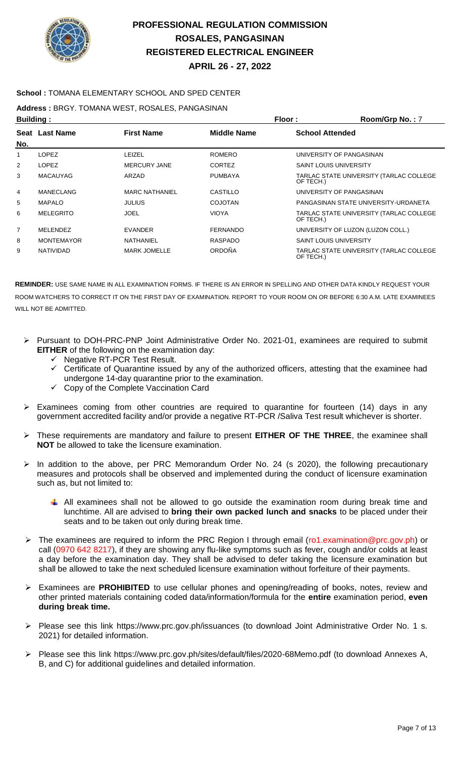# PROFESSIONAL REGULATION COMMISSION
## ROSALES, PANGASINAN
## REGISTERED ELECTRICAL ENGINEER
## APRIL 26 - 27, 2022

**School :** TOMANA ELEMENTARY SCHOOL AND SPED CENTER

**Address :** BRGY. TOMANA WEST, ROSALES, PANGASINAN

**Building :** **Floor :** **Room/Grp No. :** 7

| Seat No. | Last Name | First Name | Middle Name | School Attended |
|---|---|---|---|---|
| 1 | LOPEZ | LEIZEL | ROMERO | UNIVERSITY OF PANGASINAN |
| 2 | LOPEZ | MERCURY JANE | CORTEZ | SAINT LOUIS UNIVERSITY |
| 3 | MACAUYAG | ARZAD | PUMBAYA | TARLAC STATE UNIVERSITY (TARLAC COLLEGE OF TECH.) |
| 4 | MANECLANG | MARC NATHANIEL | CASTILLO | UNIVERSITY OF PANGASINAN |
| 5 | MAPALO | JULIUS | COJOTAN | PANGASINAN STATE UNIVERSITY-URDANETA |
| 6 | MELEGRITO | JOEL | VIOYA | TARLAC STATE UNIVERSITY (TARLAC COLLEGE OF TECH.) |
| 7 | MELENDEZ | EVANDER | FERNANDO | UNIVERSITY OF LUZON (LUZON COLL.) |
| 8 | MONTEMAYOR | NATHANIEL | RASPADO | SAINT LOUIS UNIVERSITY |
| 9 | NATIVIDAD | MARK JOMELLE | ORDOÑA | TARLAC STATE UNIVERSITY (TARLAC COLLEGE OF TECH.) |

**REMINDER:** USE SAME NAME IN ALL EXAMINATION FORMS. IF THERE IS AN ERROR IN SPELLING AND OTHER DATA KINDLY REQUEST YOUR ROOM WATCHERS TO CORRECT IT ON THE FIRST DAY OF EXAMINATION. REPORT TO YOUR ROOM ON OR BEFORE 6:30 A.M. LATE EXAMINEES WILL NOT BE ADMITTED.

- Pursuant to DOH-PRC-PNP Joint Administrative Order No. 2021-01, examinees are required to submit **EITHER** of the following on the examination day:
  - ✓ Negative RT-PCR Test Result.
  - ✓ Certificate of Quarantine issued by any of the authorized officers, attesting that the examinee had undergone 14-day quarantine prior to the examination.
  - ✓ Copy of the Complete Vaccination Card
- Examinees coming from other countries are required to quarantine for fourteen (14) days in any government accredited facility and/or provide a negative RT-PCR /Saliva Test result whichever is shorter.
- These requirements are mandatory and failure to present **EITHER OF THE THREE**, the examinee shall **NOT** be allowed to take the licensure examination.
- In addition to the above, per PRC Memorandum Order No. 24 (s 2020), the following precautionary measures and protocols shall be observed and implemented during the conduct of licensure examination such as, but not limited to:
  - All examinees shall not be allowed to go outside the examination room during break time and lunchtime. All are advised to **bring their own packed lunch and snacks** to be placed under their seats and to be taken out only during break time.
- The examinees are required to inform the PRC Region I through email (ro1.examination@prc.gov.ph) or call (0970 642 8217), if they are showing any flu-like symptoms such as fever, cough and/or colds at least a day before the examination day. They shall be advised to defer taking the licensure examination but shall be allowed to take the next scheduled licensure examination without forfeiture of their payments.
- Examinees are **PROHIBITED** to use cellular phones and opening/reading of books, notes, review and other printed materials containing coded data/information/formula for the **entire** examination period, **even during break time.**
- Please see this link https://www.prc.gov.ph/issuances (to download Joint Administrative Order No. 1 s. 2021) for detailed information.
- Please see this link https://www.prc.gov.ph/sites/default/files/2020-68Memo.pdf (to download Annexes A, B, and C) for additional guidelines and detailed information.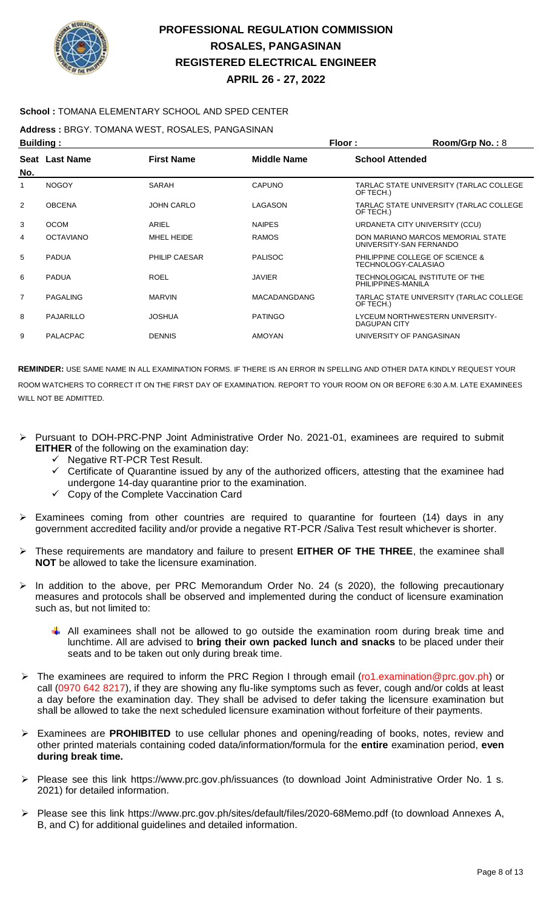# PROFESSIONAL REGULATION COMMISSION
## ROSALES, PANGASINAN
## REGISTERED ELECTRICAL ENGINEER
## APRIL 26 - 27, 2022

**School :** TOMANA ELEMENTARY SCHOOL AND SPED CENTER

**Address :** BRGY. TOMANA WEST, ROSALES, PANGASINAN

**Building :** **Floor :** **Room/Grp No. :** 8

| Seat No. | Last Name | First Name | Middle Name | School Attended |
|---|---|---|---|---|
| 1 | NOGOY | SARAH | CAPUNO | TARLAC STATE UNIVERSITY (TARLAC COLLEGE OF TECH.) |
| 2 | OBCENA | JOHN CARLO | LAGASON | TARLAC STATE UNIVERSITY (TARLAC COLLEGE OF TECH.) |
| 3 | OCOM | ARIEL | NAIPES | URDANETA CITY UNIVERSITY (CCU) |
| 4 | OCTAVIANO | MHEL HEIDE | RAMOS | DON MARIANO MARCOS MEMORIAL STATE UNIVERSITY-SAN FERNANDO |
| 5 | PADUA | PHILIP CAESAR | PALISOC | PHILIPPINE COLLEGE OF SCIENCE & TECHNOLOGY-CALASIAO |
| 6 | PADUA | ROEL | JAVIER | TECHNOLOGICAL INSTITUTE OF THE PHILIPPINES-MANILA |
| 7 | PAGALING | MARVIN | MACADANGDANG | TARLAC STATE UNIVERSITY (TARLAC COLLEGE OF TECH.) |
| 8 | PAJARILLO | JOSHUA | PATINGO | LYCEUM NORTHWESTERN UNIVERSITY-DAGUPAN CITY |
| 9 | PALACPAC | DENNIS | AMOYAN | UNIVERSITY OF PANGASINAN |

**REMINDER:** USE SAME NAME IN ALL EXAMINATION FORMS. IF THERE IS AN ERROR IN SPELLING AND OTHER DATA KINDLY REQUEST YOUR ROOM WATCHERS TO CORRECT IT ON THE FIRST DAY OF EXAMINATION. REPORT TO YOUR ROOM ON OR BEFORE 6:30 A.M. LATE EXAMINEES WILL NOT BE ADMITTED.

- Pursuant to DOH-PRC-PNP Joint Administrative Order No. 2021-01, examinees are required to submit **EITHER** of the following on the examination day:
  - ✓ Negative RT-PCR Test Result.
  - ✓ Certificate of Quarantine issued by any of the authorized officers, attesting that the examinee had undergone 14-day quarantine prior to the examination.
  - ✓ Copy of the Complete Vaccination Card
- Examinees coming from other countries are required to quarantine for fourteen (14) days in any government accredited facility and/or provide a negative RT-PCR /Saliva Test result whichever is shorter.
- These requirements are mandatory and failure to present **EITHER OF THE THREE**, the examinee shall **NOT** be allowed to take the licensure examination.
- In addition to the above, per PRC Memorandum Order No. 24 (s 2020), the following precautionary measures and protocols shall be observed and implemented during the conduct of licensure examination such as, but not limited to:
  - All examinees shall not be allowed to go outside the examination room during break time and lunchtime. All are advised to **bring their own packed lunch and snacks** to be placed under their seats and to be taken out only during break time.
- The examinees are required to inform the PRC Region I through email (ro1.examination@prc.gov.ph) or call (0970 642 8217), if they are showing any flu-like symptoms such as fever, cough and/or colds at least a day before the examination day. They shall be advised to defer taking the licensure examination but shall be allowed to take the next scheduled licensure examination without forfeiture of their payments.
- Examinees are **PROHIBITED** to use cellular phones and opening/reading of books, notes, review and other printed materials containing coded data/information/formula for the **entire** examination period, **even during break time.**
- Please see this link https://www.prc.gov.ph/issuances (to download Joint Administrative Order No. 1 s. 2021) for detailed information.
- Please see this link https://www.prc.gov.ph/sites/default/files/2020-68Memo.pdf (to download Annexes A, B, and C) for additional guidelines and detailed information.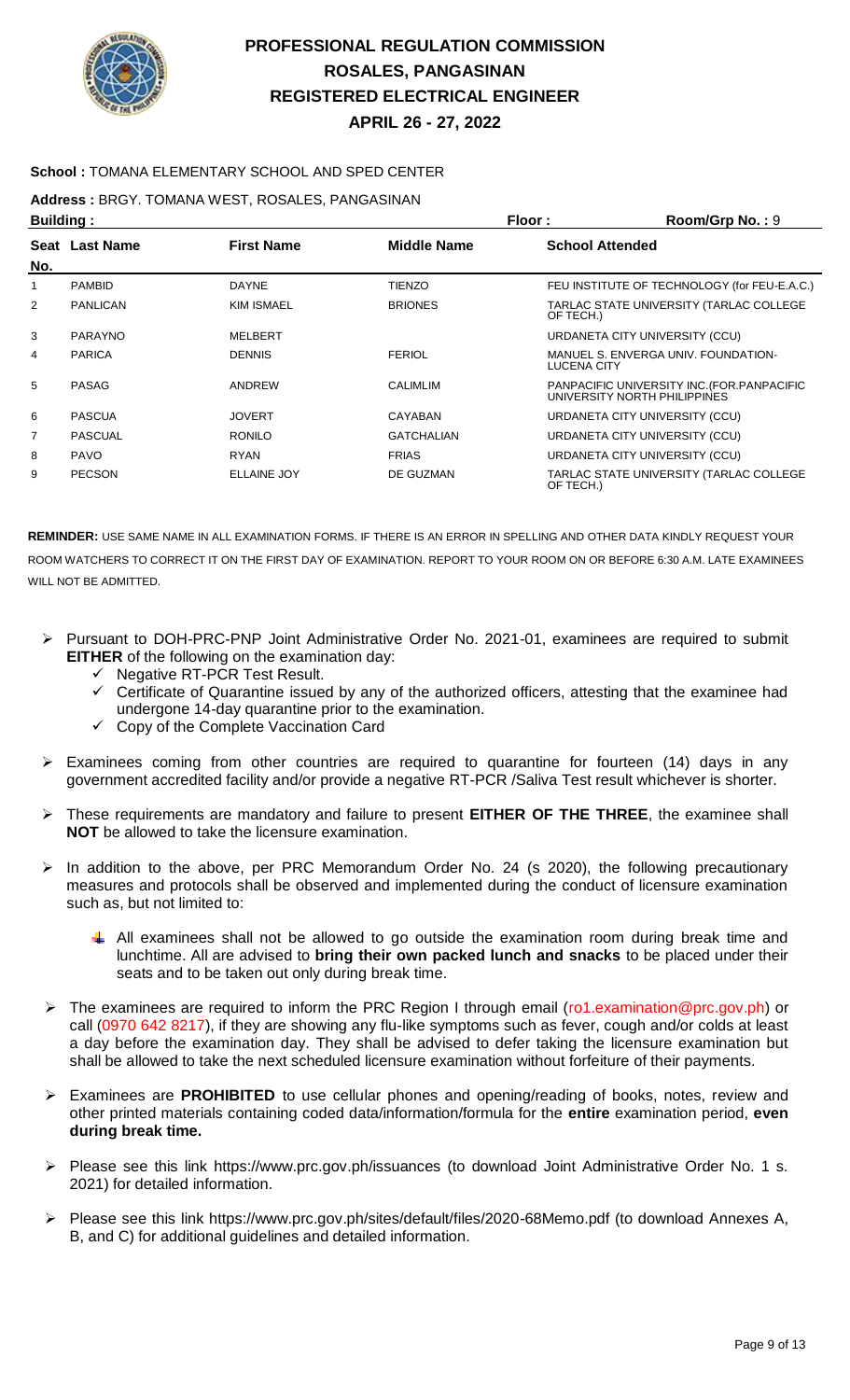# PROFESSIONAL REGULATION COMMISSION
## ROSALES, PANGASINAN
## REGISTERED ELECTRICAL ENGINEER
## APRIL 26 - 27, 2022

**School :** TOMANA ELEMENTARY SCHOOL AND SPED CENTER

**Address :** BRGY. TOMANA WEST, ROSALES, PANGASINAN

**Building :** **Floor :** **Room/Grp No. :** 9

| Seat No. | Last Name | First Name | Middle Name | School Attended |
|---|---|---|---|---|
| 1 | PAMBID | DAYNE | TIENZO | FEU INSTITUTE OF TECHNOLOGY (for FEU-E.A.C.) |
| 2 | PANLICAN | KIM ISMAEL | BRIONES | TARLAC STATE UNIVERSITY (TARLAC COLLEGE OF TECH.) |
| 3 | PARAYNO | MELBERT | | URDANETA CITY UNIVERSITY (CCU) |
| 4 | PARICA | DENNIS | FERIOL | MANUEL S. ENVERGA UNIV. FOUNDATION-LUCENA CITY |
| 5 | PASAG | ANDREW | CALIMLIM | PANPACIFIC UNIVERSITY INC.(FOR.PANPACIFIC UNIVERSITY NORTH PHILIPPINES |
| 6 | PASCUA | JOVERT | CAYABAN | URDANETA CITY UNIVERSITY (CCU) |
| 7 | PASCUAL | RONILO | GATCHALIAN | URDANETA CITY UNIVERSITY (CCU) |
| 8 | PAVO | RYAN | FRIAS | URDANETA CITY UNIVERSITY (CCU) |
| 9 | PECSON | ELLAINE JOY | DE GUZMAN | TARLAC STATE UNIVERSITY (TARLAC COLLEGE OF TECH.) |

**REMINDER:** USE SAME NAME IN ALL EXAMINATION FORMS. IF THERE IS AN ERROR IN SPELLING AND OTHER DATA KINDLY REQUEST YOUR ROOM WATCHERS TO CORRECT IT ON THE FIRST DAY OF EXAMINATION. REPORT TO YOUR ROOM ON OR BEFORE 6:30 A.M. LATE EXAMINEES WILL NOT BE ADMITTED.

- Pursuant to DOH-PRC-PNP Joint Administrative Order No. 2021-01, examinees are required to submit **EITHER** of the following on the examination day:
  - Negative RT-PCR Test Result.
  - Certificate of Quarantine issued by any of the authorized officers, attesting that the examinee had undergone 14-day quarantine prior to the examination.
  - Copy of the Complete Vaccination Card
- Examinees coming from other countries are required to quarantine for fourteen (14) days in any government accredited facility and/or provide a negative RT-PCR /Saliva Test result whichever is shorter.
- These requirements are mandatory and failure to present **EITHER OF THE THREE**, the examinee shall **NOT** be allowed to take the licensure examination.
- In addition to the above, per PRC Memorandum Order No. 24 (s 2020), the following precautionary measures and protocols shall be observed and implemented during the conduct of licensure examination such as, but not limited to:
  - All examinees shall not be allowed to go outside the examination room during break time and lunchtime. All are advised to **bring their own packed lunch and snacks** to be placed under their seats and to be taken out only during break time.
- The examinees are required to inform the PRC Region I through email (ro1.examination@prc.gov.ph) or call (0970 642 8217), if they are showing any flu-like symptoms such as fever, cough and/or colds at least a day before the examination day. They shall be advised to defer taking the licensure examination but shall be allowed to take the next scheduled licensure examination without forfeiture of their payments.
- Examinees are **PROHIBITED** to use cellular phones and opening/reading of books, notes, review and other printed materials containing coded data/information/formula for the **entire** examination period, **even during break time.**
- Please see this link https://www.prc.gov.ph/issuances (to download Joint Administrative Order No. 1 s. 2021) for detailed information.
- Please see this link https://www.prc.gov.ph/sites/default/files/2020-68Memo.pdf (to download Annexes A, B, and C) for additional guidelines and detailed information.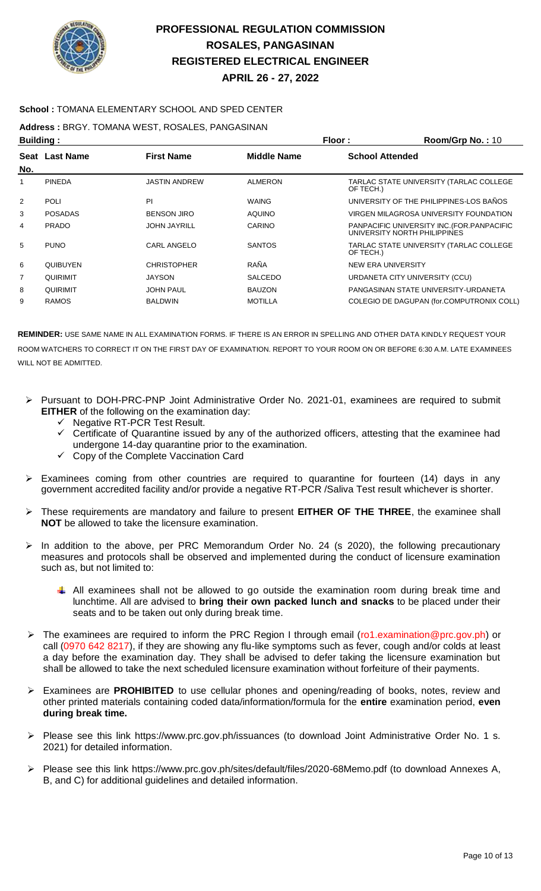# PROFESSIONAL REGULATION COMMISSION
## ROSALES, PANGASINAN
## REGISTERED ELECTRICAL ENGINEER
## APRIL 26 - 27, 2022

**School :** TOMANA ELEMENTARY SCHOOL AND SPED CENTER

**Address :** BRGY. TOMANA WEST, ROSALES, PANGASINAN

**Building :** **Floor :** **Room/Grp No. :** 10

| Seat No. | Last Name | First Name | Middle Name | School Attended |
|---|---|---|---|---|
| 1 | PINEDA | JASTIN ANDREW | ALMERON | TARLAC STATE UNIVERSITY (TARLAC COLLEGE OF TECH.) |
| 2 | POLI | PI | WAING | UNIVERSITY OF THE PHILIPPINES-LOS BAÑOS |
| 3 | POSADAS | BENSON JIRO | AQUINO | VIRGEN MILAGROSA UNIVERSITY FOUNDATION |
| 4 | PRADO | JOHN JAYRILL | CARINO | PANPACIFIC UNIVERSITY INC.(FOR.PANPACIFIC UNIVERSITY NORTH PHILIPPINES |
| 5 | PUNO | CARL ANGELO | SANTOS | TARLAC STATE UNIVERSITY (TARLAC COLLEGE OF TECH.) |
| 6 | QUIBUYEN | CHRISTOPHER | RAÑA | NEW ERA UNIVERSITY |
| 7 | QUIRIMIT | JAYSON | SALCEDO | URDANETA CITY UNIVERSITY (CCU) |
| 8 | QUIRIMIT | JOHN PAUL | BAUZON | PANGASINAN STATE UNIVERSITY-URDANETA |
| 9 | RAMOS | BALDWIN | MOTILLA | COLEGIO DE DAGUPAN (for.COMPUTRONIX COLL) |

**REMINDER:** USE SAME NAME IN ALL EXAMINATION FORMS. IF THERE IS AN ERROR IN SPELLING AND OTHER DATA KINDLY REQUEST YOUR ROOM WATCHERS TO CORRECT IT ON THE FIRST DAY OF EXAMINATION. REPORT TO YOUR ROOM ON OR BEFORE 6:30 A.M. LATE EXAMINEES WILL NOT BE ADMITTED.

- Pursuant to DOH-PRC-PNP Joint Administrative Order No. 2021-01, examinees are required to submit **EITHER** of the following on the examination day:
  - Negative RT-PCR Test Result.
  - Certificate of Quarantine issued by any of the authorized officers, attesting that the examinee had undergone 14-day quarantine prior to the examination.
  - Copy of the Complete Vaccination Card
- Examinees coming from other countries are required to quarantine for fourteen (14) days in any government accredited facility and/or provide a negative RT-PCR /Saliva Test result whichever is shorter.
- These requirements are mandatory and failure to present **EITHER OF THE THREE**, the examinee shall **NOT** be allowed to take the licensure examination.
- In addition to the above, per PRC Memorandum Order No. 24 (s 2020), the following precautionary measures and protocols shall be observed and implemented during the conduct of licensure examination such as, but not limited to:
  - All examinees shall not be allowed to go outside the examination room during break time and lunchtime. All are advised to **bring their own packed lunch and snacks** to be placed under their seats and to be taken out only during break time.
- The examinees are required to inform the PRC Region I through email (ro1.examination@prc.gov.ph) or call (0970 642 8217), if they are showing any flu-like symptoms such as fever, cough and/or colds at least a day before the examination day. They shall be advised to defer taking the licensure examination but shall be allowed to take the next scheduled licensure examination without forfeiture of their payments.
- Examinees are **PROHIBITED** to use cellular phones and opening/reading of books, notes, review and other printed materials containing coded data/information/formula for the **entire** examination period, **even during break time.**
- Please see this link https://www.prc.gov.ph/issuances (to download Joint Administrative Order No. 1 s. 2021) for detailed information.
- Please see this link https://www.prc.gov.ph/sites/default/files/2020-68Memo.pdf (to download Annexes A, B, and C) for additional guidelines and detailed information.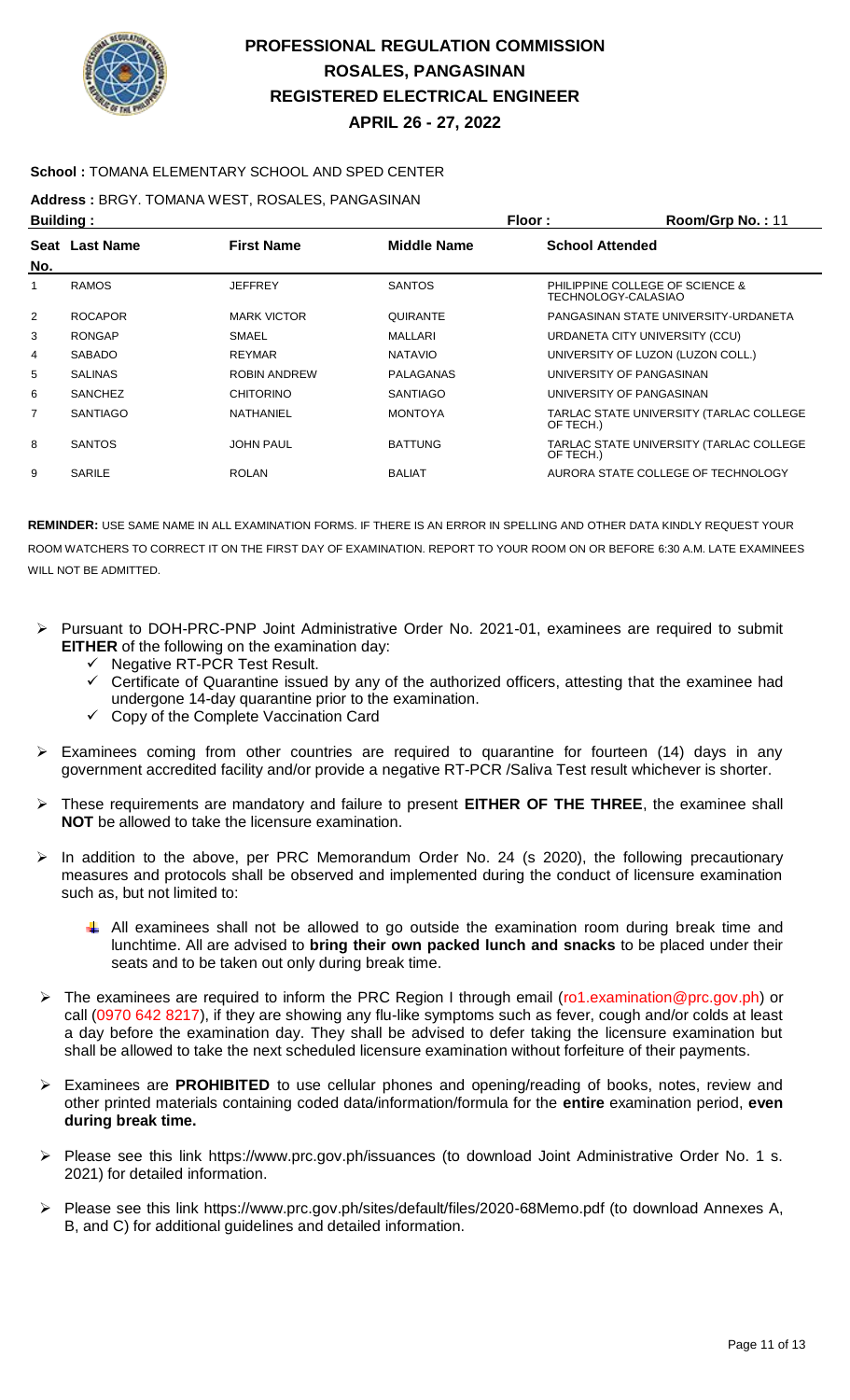# PROFESSIONAL REGULATION COMMISSION
## ROSALES, PANGASINAN
## REGISTERED ELECTRICAL ENGINEER
## APRIL 26 - 27, 2022

**School :** TOMANA ELEMENTARY SCHOOL AND SPED CENTER

**Address :** BRGY. TOMANA WEST, ROSALES, PANGASINAN

**Building :** **Floor :** **Room/Grp No. :** 11

| Seat No. | Last Name | First Name | Middle Name | School Attended |
|---|---|---|---|---|
| 1 | RAMOS | JEFFREY | SANTOS | PHILIPPINE COLLEGE OF SCIENCE & TECHNOLOGY-CALASIAO |
| 2 | ROCAPOR | MARK VICTOR | QUIRANTE | PANGASINAN STATE UNIVERSITY-URDANETA |
| 3 | RONGAP | SMAEL | MALLARI | URDANETA CITY UNIVERSITY (CCU) |
| 4 | SABADO | REYMAR | NATAVIO | UNIVERSITY OF LUZON (LUZON COLL.) |
| 5 | SALINAS | ROBIN ANDREW | PALAGANAS | UNIVERSITY OF PANGASINAN |
| 6 | SANCHEZ | CHITORINO | SANTIAGO | UNIVERSITY OF PANGASINAN |
| 7 | SANTIAGO | NATHANIEL | MONTOYA | TARLAC STATE UNIVERSITY (TARLAC COLLEGE OF TECH.) |
| 8 | SANTOS | JOHN PAUL | BATTUNG | TARLAC STATE UNIVERSITY (TARLAC COLLEGE OF TECH.) |
| 9 | SARILE | ROLAN | BALIAT | AURORA STATE COLLEGE OF TECHNOLOGY |

**REMINDER:** USE SAME NAME IN ALL EXAMINATION FORMS. IF THERE IS AN ERROR IN SPELLING AND OTHER DATA KINDLY REQUEST YOUR ROOM WATCHERS TO CORRECT IT ON THE FIRST DAY OF EXAMINATION. REPORT TO YOUR ROOM ON OR BEFORE 6:30 A.M. LATE EXAMINEES WILL NOT BE ADMITTED.

- Pursuant to DOH-PRC-PNP Joint Administrative Order No. 2021-01, examinees are required to submit **EITHER** of the following on the examination day:
  - ✓ Negative RT-PCR Test Result.
  - ✓ Certificate of Quarantine issued by any of the authorized officers, attesting that the examinee had undergone 14-day quarantine prior to the examination.
  - ✓ Copy of the Complete Vaccination Card
- Examinees coming from other countries are required to quarantine for fourteen (14) days in any government accredited facility and/or provide a negative RT-PCR /Saliva Test result whichever is shorter.
- These requirements are mandatory and failure to present **EITHER OF THE THREE**, the examinee shall **NOT** be allowed to take the licensure examination.
- In addition to the above, per PRC Memorandum Order No. 24 (s 2020), the following precautionary measures and protocols shall be observed and implemented during the conduct of licensure examination such as, but not limited to:
  - All examinees shall not be allowed to go outside the examination room during break time and lunchtime. All are advised to **bring their own packed lunch and snacks** to be placed under their seats and to be taken out only during break time.
- The examinees are required to inform the PRC Region I through email (ro1.examination@prc.gov.ph) or call (0970 642 8217), if they are showing any flu-like symptoms such as fever, cough and/or colds at least a day before the examination day. They shall be advised to defer taking the licensure examination but shall be allowed to take the next scheduled licensure examination without forfeiture of their payments.
- Examinees are **PROHIBITED** to use cellular phones and opening/reading of books, notes, review and other printed materials containing coded data/information/formula for the **entire** examination period, **even during break time.**
- Please see this link https://www.prc.gov.ph/issuances (to download Joint Administrative Order No. 1 s. 2021) for detailed information.
- Please see this link https://www.prc.gov.ph/sites/default/files/2020-68Memo.pdf (to download Annexes A, B, and C) for additional guidelines and detailed information.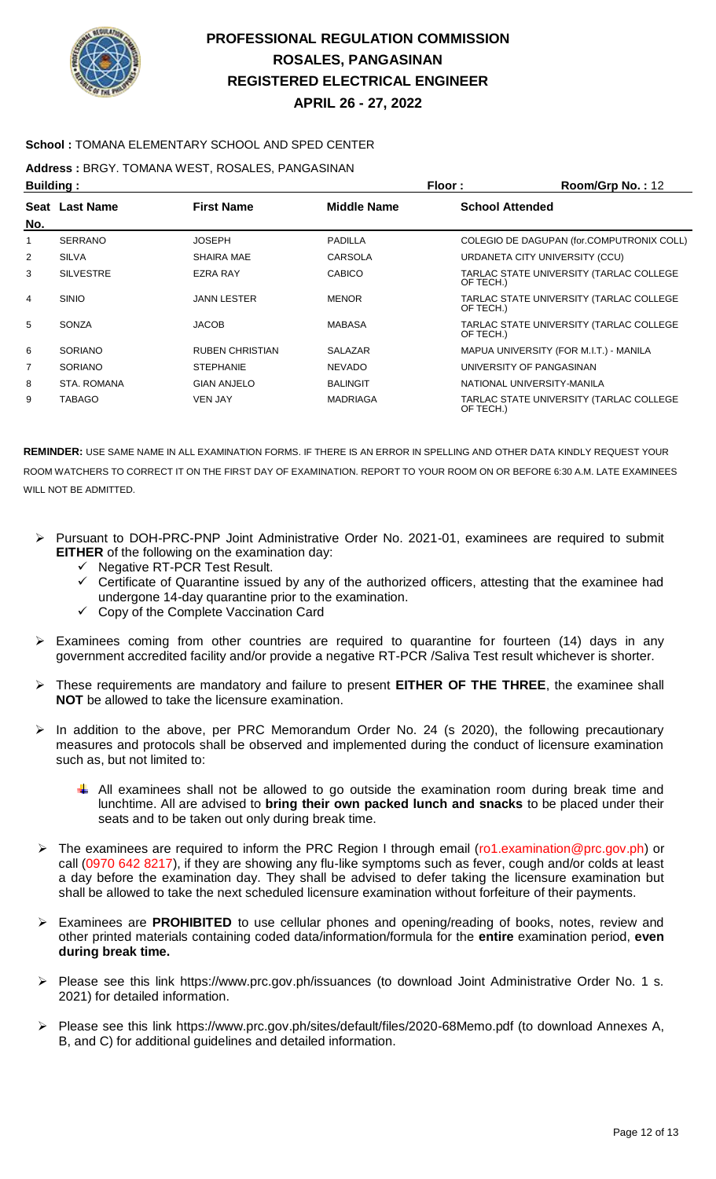# PROFESSIONAL REGULATION COMMISSION
# ROSALES, PANGASINAN
# REGISTERED ELECTRICAL ENGINEER
# APRIL 26 - 27, 2022

**School :** TOMANA ELEMENTARY SCHOOL AND SPED CENTER

**Address :** BRGY. TOMANA WEST, ROSALES, PANGASINAN

**Building :** **Floor :** **Room/Grp No. :** 12

| Seat No. | Last Name | First Name | Middle Name | School Attended |
|---|---|---|---|---|
| 1 | SERRANO | JOSEPH | PADILLA | COLEGIO DE DAGUPAN (for.COMPUTRONIX COLL) |
| 2 | SILVA | SHAIRA MAE | CARSOLA | URDANETA CITY UNIVERSITY (CCU) |
| 3 | SILVESTRE | EZRA RAY | CABICO | TARLAC STATE UNIVERSITY (TARLAC COLLEGE OF TECH.) |
| 4 | SINIO | JANN LESTER | MENOR | TARLAC STATE UNIVERSITY (TARLAC COLLEGE OF TECH.) |
| 5 | SONZA | JACOB | MABASA | TARLAC STATE UNIVERSITY (TARLAC COLLEGE OF TECH.) |
| 6 | SORIANO | RUBEN CHRISTIAN | SALAZAR | MAPUA UNIVERSITY (FOR M.I.T.) - MANILA |
| 7 | SORIANO | STEPHANIE | NEVADO | UNIVERSITY OF PANGASINAN |
| 8 | STA. ROMANA | GIAN ANJELO | BALINGIT | NATIONAL UNIVERSITY-MANILA |
| 9 | TABAGO | VEN JAY | MADRIAGA | TARLAC STATE UNIVERSITY (TARLAC COLLEGE OF TECH.) |

**REMINDER:** USE SAME NAME IN ALL EXAMINATION FORMS. IF THERE IS AN ERROR IN SPELLING AND OTHER DATA KINDLY REQUEST YOUR ROOM WATCHERS TO CORRECT IT ON THE FIRST DAY OF EXAMINATION. REPORT TO YOUR ROOM ON OR BEFORE 6:30 A.M. LATE EXAMINEES WILL NOT BE ADMITTED.

- Pursuant to DOH-PRC-PNP Joint Administrative Order No. 2021-01, examinees are required to submit **EITHER** of the following on the examination day:
  - ✓ Negative RT-PCR Test Result.
  - ✓ Certificate of Quarantine issued by any of the authorized officers, attesting that the examinee had undergone 14-day quarantine prior to the examination.
  - ✓ Copy of the Complete Vaccination Card
- Examinees coming from other countries are required to quarantine for fourteen (14) days in any government accredited facility and/or provide a negative RT-PCR /Saliva Test result whichever is shorter.
- These requirements are mandatory and failure to present **EITHER OF THE THREE**, the examinee shall **NOT** be allowed to take the licensure examination.
- In addition to the above, per PRC Memorandum Order No. 24 (s 2020), the following precautionary measures and protocols shall be observed and implemented during the conduct of licensure examination such as, but not limited to:
  - All examinees shall not be allowed to go outside the examination room during break time and lunchtime. All are advised to **bring their own packed lunch and snacks** to be placed under their seats and to be taken out only during break time.
- The examinees are required to inform the PRC Region I through email (ro1.examination@prc.gov.ph) or call (0970 642 8217), if they are showing any flu-like symptoms such as fever, cough and/or colds at least a day before the examination day. They shall be advised to defer taking the licensure examination but shall be allowed to take the next scheduled licensure examination without forfeiture of their payments.
- Examinees are **PROHIBITED** to use cellular phones and opening/reading of books, notes, review and other printed materials containing coded data/information/formula for the **entire** examination period, **even during break time.**
- Please see this link https://www.prc.gov.ph/issuances (to download Joint Administrative Order No. 1 s. 2021) for detailed information.
- Please see this link https://www.prc.gov.ph/sites/default/files/2020-68Memo.pdf (to download Annexes A, B, and C) for additional guidelines and detailed information.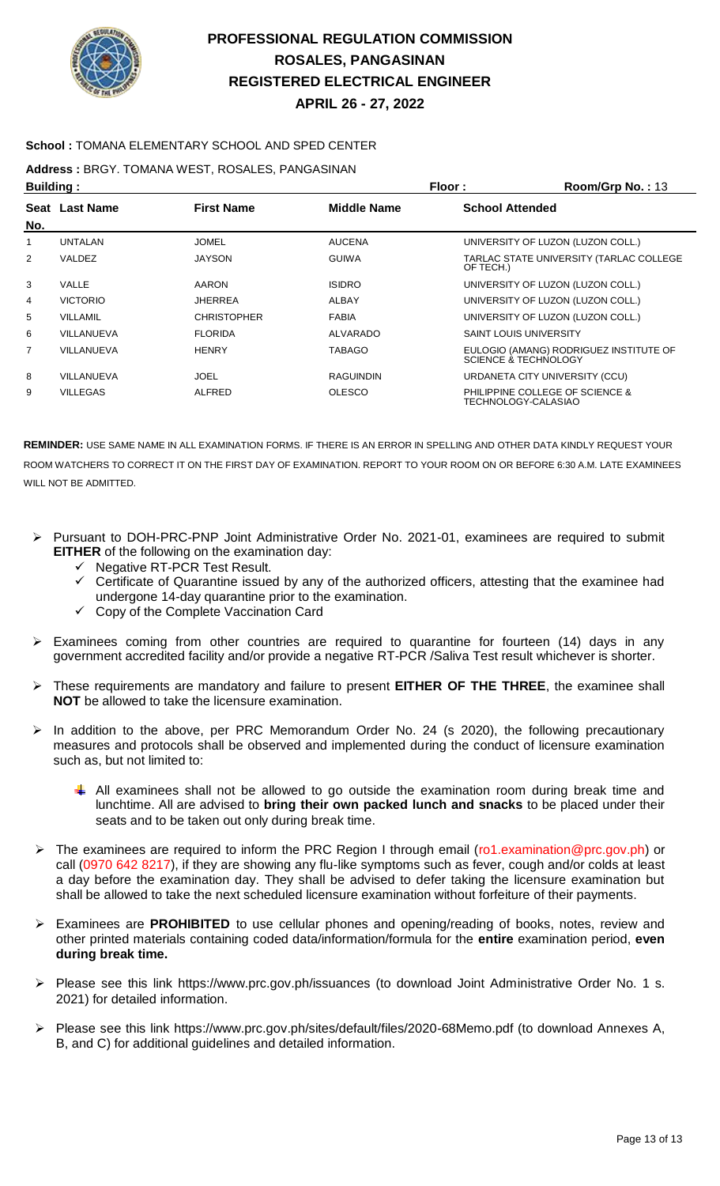# PROFESSIONAL REGULATION COMMISSION
## ROSALES, PANGASINAN
## REGISTERED ELECTRICAL ENGINEER
## APRIL 26 - 27, 2022

**School :** TOMANA ELEMENTARY SCHOOL AND SPED CENTER

**Address :** BRGY. TOMANA WEST, ROSALES, PANGASINAN

**Building :** **Floor :** **Room/Grp No. :** 13

| Seat No. | Last Name | First Name | Middle Name | School Attended |
|---|---|---|---|---|
| 1 | UNTALAN | JOMEL | AUCENA | UNIVERSITY OF LUZON (LUZON COLL.) |
| 2 | VALDEZ | JAYSON | GUIWA | TARLAC STATE UNIVERSITY (TARLAC COLLEGE OF TECH.) |
| 3 | VALLE | AARON | ISIDRO | UNIVERSITY OF LUZON (LUZON COLL.) |
| 4 | VICTORIO | JHERREA | ALBAY | UNIVERSITY OF LUZON (LUZON COLL.) |
| 5 | VILLAMIL | CHRISTOPHER | FABIA | UNIVERSITY OF LUZON (LUZON COLL.) |
| 6 | VILLANUEVA | FLORIDA | ALVARADO | SAINT LOUIS UNIVERSITY |
| 7 | VILLANUEVA | HENRY | TABAGO | EULOGIO (AMANG) RODRIGUEZ INSTITUTE OF SCIENCE & TECHNOLOGY |
| 8 | VILLANUEVA | JOEL | RAGUINDIN | URDANETA CITY UNIVERSITY (CCU) |
| 9 | VILLEGAS | ALFRED | OLESCO | PHILIPPINE COLLEGE OF SCIENCE & TECHNOLOGY-CALASIAO |

**REMINDER:** USE SAME NAME IN ALL EXAMINATION FORMS. IF THERE IS AN ERROR IN SPELLING AND OTHER DATA KINDLY REQUEST YOUR ROOM WATCHERS TO CORRECT IT ON THE FIRST DAY OF EXAMINATION. REPORT TO YOUR ROOM ON OR BEFORE 6:30 A.M. LATE EXAMINEES WILL NOT BE ADMITTED.

- Pursuant to DOH-PRC-PNP Joint Administrative Order No. 2021-01, examinees are required to submit **EITHER** of the following on the examination day:
  - ✓ Negative RT-PCR Test Result.
  - ✓ Certificate of Quarantine issued by any of the authorized officers, attesting that the examinee had undergone 14-day quarantine prior to the examination.
  - ✓ Copy of the Complete Vaccination Card
- Examinees coming from other countries are required to quarantine for fourteen (14) days in any government accredited facility and/or provide a negative RT-PCR /Saliva Test result whichever is shorter.
- These requirements are mandatory and failure to present **EITHER OF THE THREE**, the examinee shall **NOT** be allowed to take the licensure examination.
- In addition to the above, per PRC Memorandum Order No. 24 (s 2020), the following precautionary measures and protocols shall be observed and implemented during the conduct of licensure examination such as, but not limited to:
  - All examinees shall not be allowed to go outside the examination room during break time and lunchtime. All are advised to **bring their own packed lunch and snacks** to be placed under their seats and to be taken out only during break time.
- The examinees are required to inform the PRC Region I through email (ro1.examination@prc.gov.ph) or call (0970 642 8217), if they are showing any flu-like symptoms such as fever, cough and/or colds at least a day before the examination day. They shall be advised to defer taking the licensure examination but shall be allowed to take the next scheduled licensure examination without forfeiture of their payments.
- Examinees are **PROHIBITED** to use cellular phones and opening/reading of books, notes, review and other printed materials containing coded data/information/formula for the **entire** examination period, **even during break time.**
- Please see this link https://www.prc.gov.ph/issuances (to download Joint Administrative Order No. 1 s. 2021) for detailed information.
- Please see this link https://www.prc.gov.ph/sites/default/files/2020-68Memo.pdf (to download Annexes A, B, and C) for additional guidelines and detailed information.